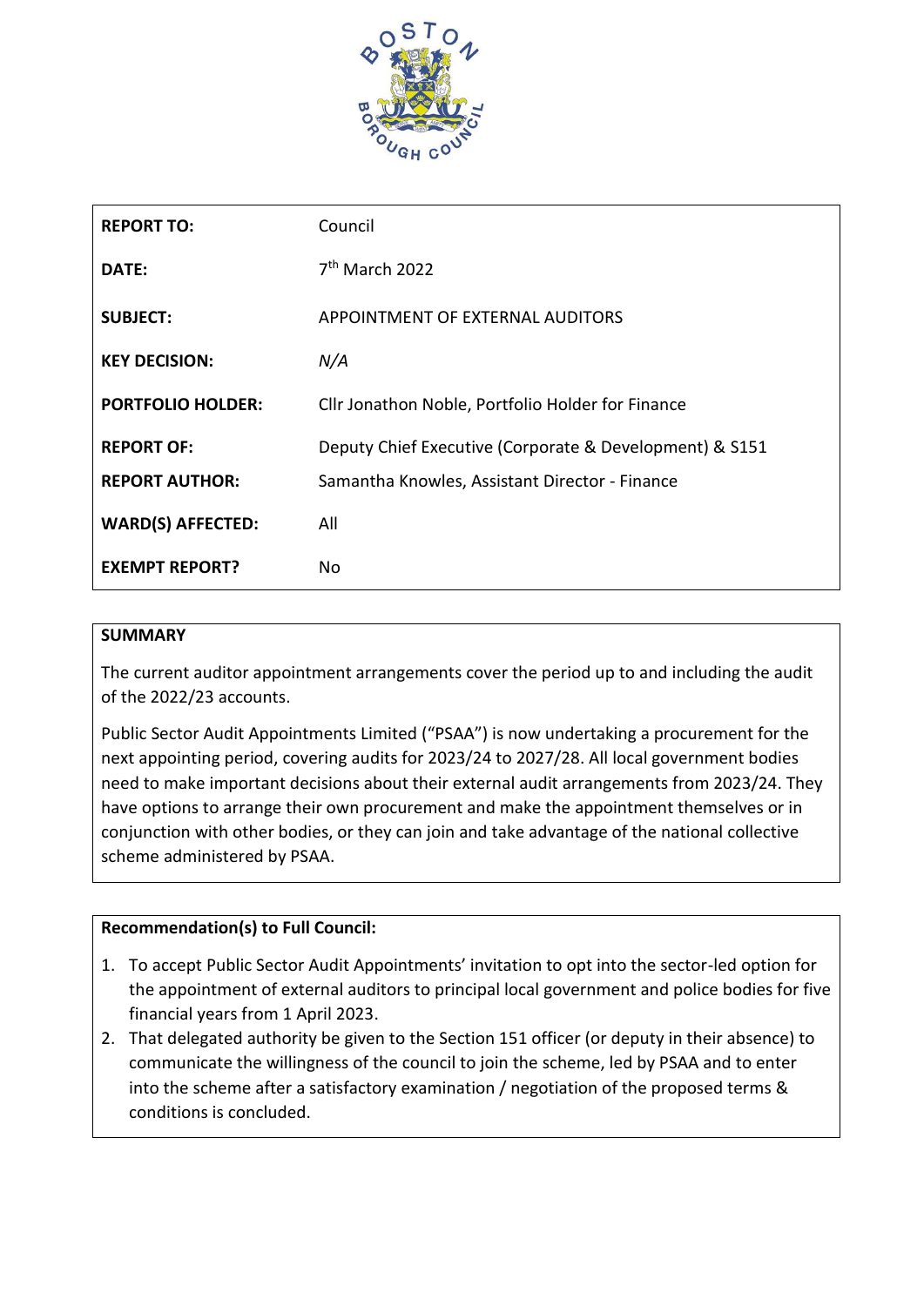| | |
|---|---|
| **REPORT TO:** | Council |
| **DATE:** | 7th March 2022 |
| **SUBJECT:** | APPOINTMENT OF EXTERNAL AUDITORS |
| **KEY DECISION:** | *N/A* |
| **PORTFOLIO HOLDER:** | Cllr Jonathon Noble, Portfolio Holder for Finance |
| **REPORT OF:** | Deputy Chief Executive (Corporate & Development) & S151 |
| **REPORT AUTHOR:** | Samantha Knowles, Assistant Director - Finance |
| **WARD(S) AFFECTED:** | All |
| **EXEMPT REPORT?** | No |

## SUMMARY

The current auditor appointment arrangements cover the period up to and including the audit of the 2022/23 accounts.

Public Sector Audit Appointments Limited ("PSAA") is now undertaking a procurement for the next appointing period, covering audits for 2023/24 to 2027/28. All local government bodies need to make important decisions about their external audit arrangements from 2023/24. They have options to arrange their own procurement and make the appointment themselves or in conjunction with other bodies, or they can join and take advantage of the national collective scheme administered by PSAA.

## Recommendation(s) to Full Council:

1. To accept Public Sector Audit Appointments' invitation to opt into the sector-led option for the appointment of external auditors to principal local government and police bodies for five financial years from 1 April 2023.
2. That delegated authority be given to the Section 151 officer (or deputy in their absence) to communicate the willingness of the council to join the scheme, led by PSAA and to enter into the scheme after a satisfactory examination / negotiation of the proposed terms & conditions is concluded.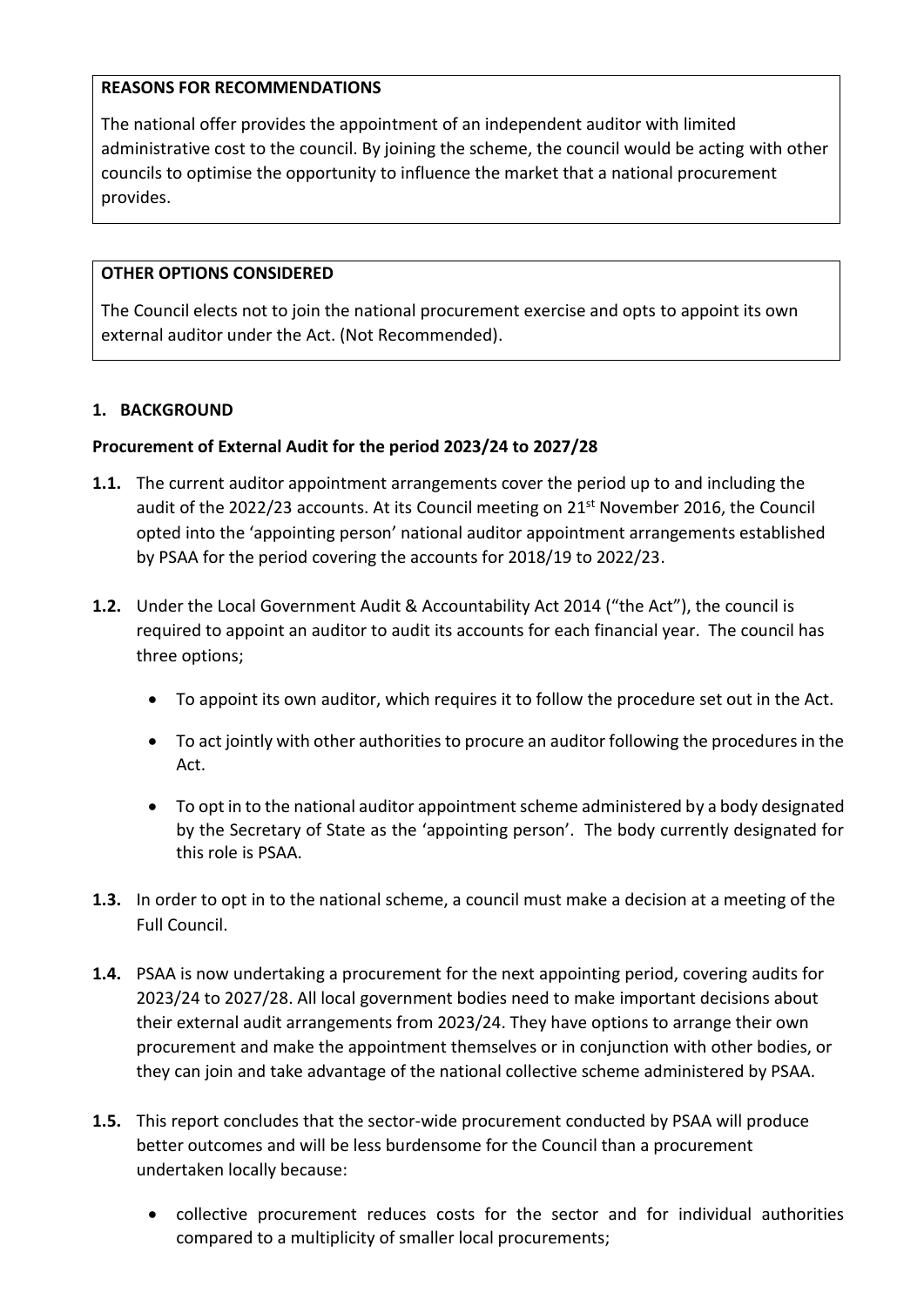**REASONS FOR RECOMMENDATIONS**

The national offer provides the appointment of an independent auditor with limited administrative cost to the council. By joining the scheme, the council would be acting with other councils to optimise the opportunity to influence the market that a national procurement provides.

**OTHER OPTIONS CONSIDERED**

The Council elects not to join the national procurement exercise and opts to appoint its own external auditor under the Act. (Not Recommended).

## 1. BACKGROUND

### Procurement of External Audit for the period 2023/24 to 2027/28

**1.1.** The current auditor appointment arrangements cover the period up to and including the audit of the 2022/23 accounts. At its Council meeting on 21st November 2016, the Council opted into the 'appointing person' national auditor appointment arrangements established by PSAA for the period covering the accounts for 2018/19 to 2022/23.

**1.2.** Under the Local Government Audit & Accountability Act 2014 ("the Act"), the council is required to appoint an auditor to audit its accounts for each financial year. The council has three options;

- To appoint its own auditor, which requires it to follow the procedure set out in the Act.
- To act jointly with other authorities to procure an auditor following the procedures in the Act.
- To opt in to the national auditor appointment scheme administered by a body designated by the Secretary of State as the 'appointing person'. The body currently designated for this role is PSAA.

**1.3.** In order to opt in to the national scheme, a council must make a decision at a meeting of the Full Council.

**1.4.** PSAA is now undertaking a procurement for the next appointing period, covering audits for 2023/24 to 2027/28. All local government bodies need to make important decisions about their external audit arrangements from 2023/24. They have options to arrange their own procurement and make the appointment themselves or in conjunction with other bodies, or they can join and take advantage of the national collective scheme administered by PSAA.

**1.5.** This report concludes that the sector-wide procurement conducted by PSAA will produce better outcomes and will be less burdensome for the Council than a procurement undertaken locally because:

- collective procurement reduces costs for the sector and for individual authorities compared to a multiplicity of smaller local procurements;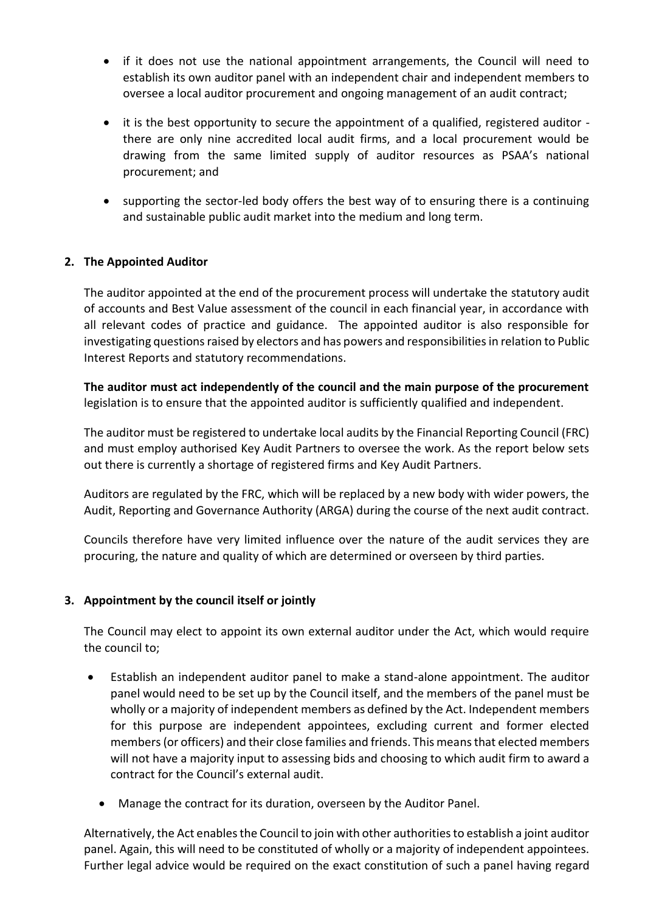- if it does not use the national appointment arrangements, the Council will need to establish its own auditor panel with an independent chair and independent members to oversee a local auditor procurement and ongoing management of an audit contract;
- it is the best opportunity to secure the appointment of a qualified, registered auditor - there are only nine accredited local audit firms, and a local procurement would be drawing from the same limited supply of auditor resources as PSAA's national procurement; and
- supporting the sector-led body offers the best way of to ensuring there is a continuing and sustainable public audit market into the medium and long term.

## 2. The Appointed Auditor

The auditor appointed at the end of the procurement process will undertake the statutory audit of accounts and Best Value assessment of the council in each financial year, in accordance with all relevant codes of practice and guidance. The appointed auditor is also responsible for investigating questions raised by electors and has powers and responsibilities in relation to Public Interest Reports and statutory recommendations.

**The auditor must act independently of the council and the main purpose of the procurement** legislation is to ensure that the appointed auditor is sufficiently qualified and independent.

The auditor must be registered to undertake local audits by the Financial Reporting Council (FRC) and must employ authorised Key Audit Partners to oversee the work. As the report below sets out there is currently a shortage of registered firms and Key Audit Partners.

Auditors are regulated by the FRC, which will be replaced by a new body with wider powers, the Audit, Reporting and Governance Authority (ARGA) during the course of the next audit contract.

Councils therefore have very limited influence over the nature of the audit services they are procuring, the nature and quality of which are determined or overseen by third parties.

## 3. Appointment by the council itself or jointly

The Council may elect to appoint its own external auditor under the Act, which would require the council to;

- Establish an independent auditor panel to make a stand-alone appointment. The auditor panel would need to be set up by the Council itself, and the members of the panel must be wholly or a majority of independent members as defined by the Act. Independent members for this purpose are independent appointees, excluding current and former elected members (or officers) and their close families and friends. This means that elected members will not have a majority input to assessing bids and choosing to which audit firm to award a contract for the Council's external audit.
- Manage the contract for its duration, overseen by the Auditor Panel.

Alternatively, the Act enables the Council to join with other authorities to establish a joint auditor panel. Again, this will need to be constituted of wholly or a majority of independent appointees. Further legal advice would be required on the exact constitution of such a panel having regard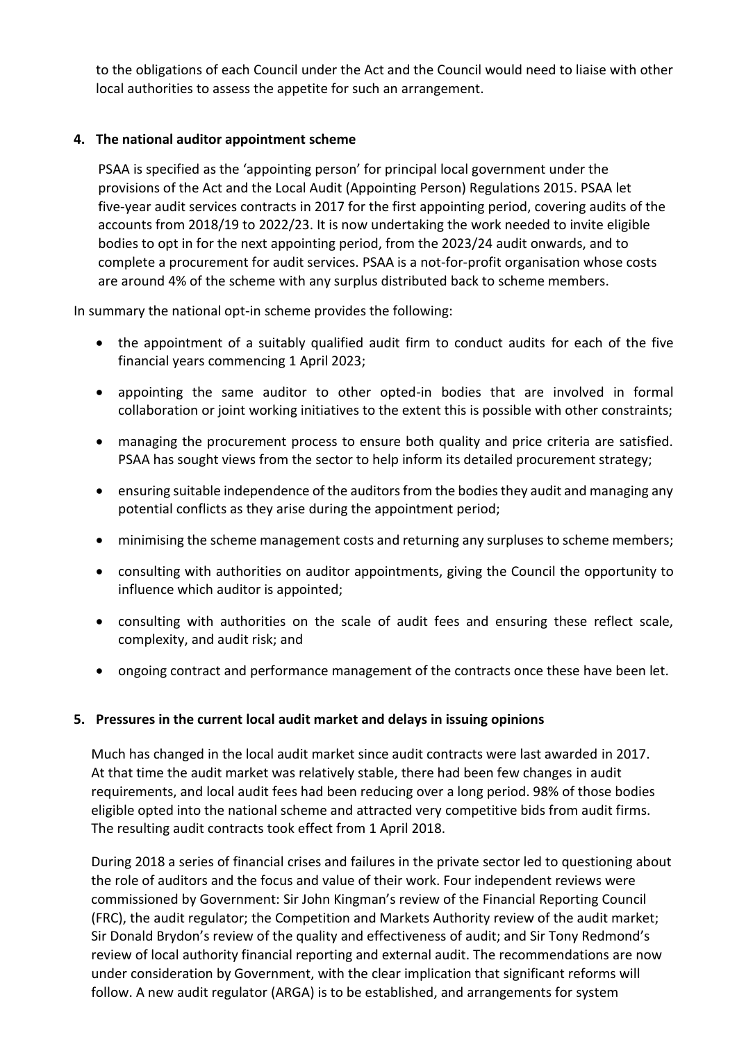to the obligations of each Council under the Act and the Council would need to liaise with other local authorities to assess the appetite for such an arrangement.

**4. The national auditor appointment scheme**

PSAA is specified as the 'appointing person' for principal local government under the provisions of the Act and the Local Audit (Appointing Person) Regulations 2015. PSAA let five-year audit services contracts in 2017 for the first appointing period, covering audits of the accounts from 2018/19 to 2022/23. It is now undertaking the work needed to invite eligible bodies to opt in for the next appointing period, from the 2023/24 audit onwards, and to complete a procurement for audit services. PSAA is a not-for-profit organisation whose costs are around 4% of the scheme with any surplus distributed back to scheme members.

In summary the national opt-in scheme provides the following:

- the appointment of a suitably qualified audit firm to conduct audits for each of the five financial years commencing 1 April 2023;
- appointing the same auditor to other opted-in bodies that are involved in formal collaboration or joint working initiatives to the extent this is possible with other constraints;
- managing the procurement process to ensure both quality and price criteria are satisfied. PSAA has sought views from the sector to help inform its detailed procurement strategy;
- ensuring suitable independence of the auditors from the bodies they audit and managing any potential conflicts as they arise during the appointment period;
- minimising the scheme management costs and returning any surpluses to scheme members;
- consulting with authorities on auditor appointments, giving the Council the opportunity to influence which auditor is appointed;
- consulting with authorities on the scale of audit fees and ensuring these reflect scale, complexity, and audit risk; and
- ongoing contract and performance management of the contracts once these have been let.

**5. Pressures in the current local audit market and delays in issuing opinions**

Much has changed in the local audit market since audit contracts were last awarded in 2017. At that time the audit market was relatively stable, there had been few changes in audit requirements, and local audit fees had been reducing over a long period. 98% of those bodies eligible opted into the national scheme and attracted very competitive bids from audit firms. The resulting audit contracts took effect from 1 April 2018.

During 2018 a series of financial crises and failures in the private sector led to questioning about the role of auditors and the focus and value of their work. Four independent reviews were commissioned by Government: Sir John Kingman's review of the Financial Reporting Council (FRC), the audit regulator; the Competition and Markets Authority review of the audit market; Sir Donald Brydon's review of the quality and effectiveness of audit; and Sir Tony Redmond's review of local authority financial reporting and external audit. The recommendations are now under consideration by Government, with the clear implication that significant reforms will follow. A new audit regulator (ARGA) is to be established, and arrangements for system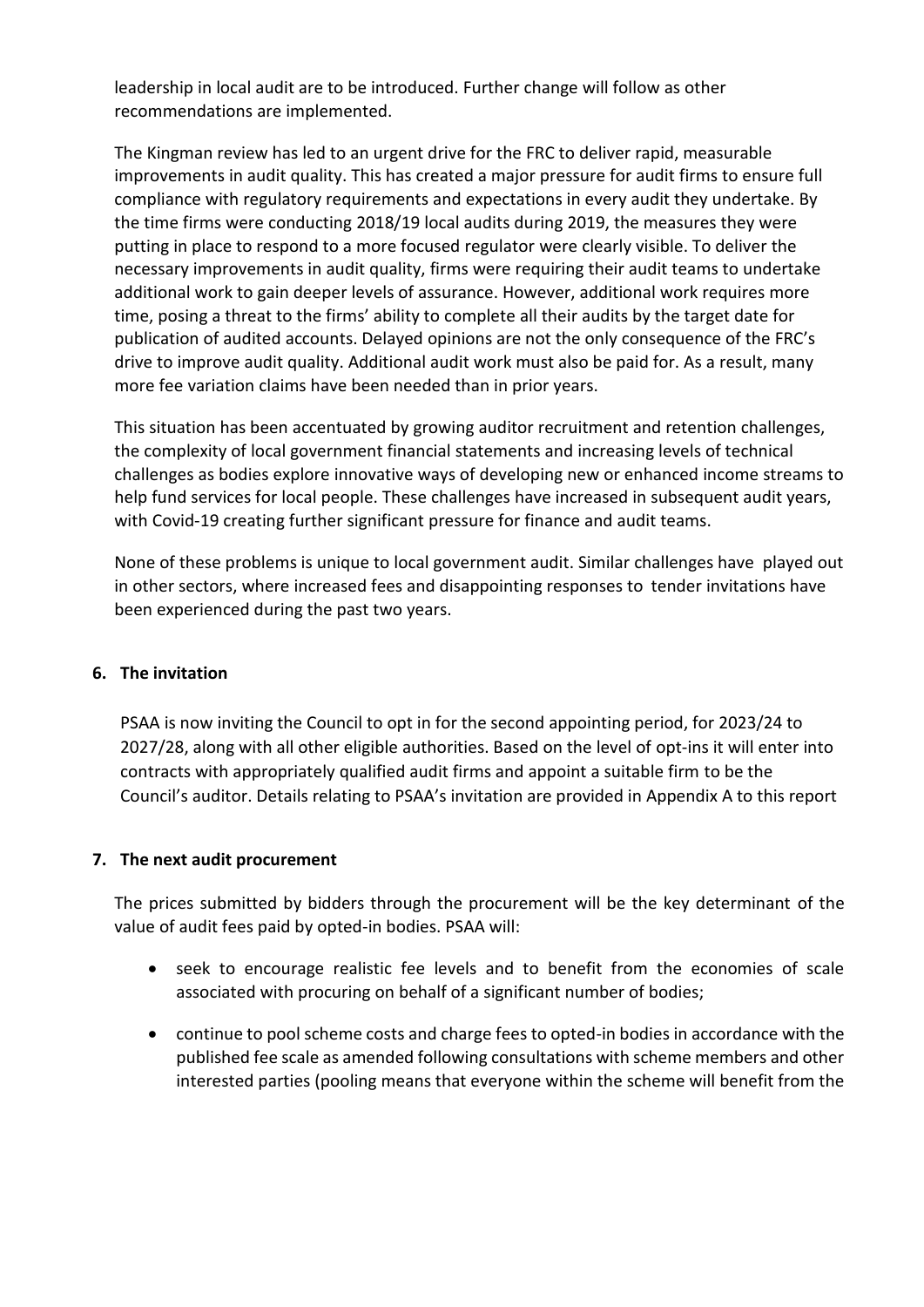leadership in local audit are to be introduced. Further change will follow as other recommendations are implemented.

The Kingman review has led to an urgent drive for the FRC to deliver rapid, measurable improvements in audit quality. This has created a major pressure for audit firms to ensure full compliance with regulatory requirements and expectations in every audit they undertake. By the time firms were conducting 2018/19 local audits during 2019, the measures they were putting in place to respond to a more focused regulator were clearly visible. To deliver the necessary improvements in audit quality, firms were requiring their audit teams to undertake additional work to gain deeper levels of assurance. However, additional work requires more time, posing a threat to the firms' ability to complete all their audits by the target date for publication of audited accounts. Delayed opinions are not the only consequence of the FRC's drive to improve audit quality. Additional audit work must also be paid for. As a result, many more fee variation claims have been needed than in prior years.

This situation has been accentuated by growing auditor recruitment and retention challenges, the complexity of local government financial statements and increasing levels of technical challenges as bodies explore innovative ways of developing new or enhanced income streams to help fund services for local people. These challenges have increased in subsequent audit years, with Covid-19 creating further significant pressure for finance and audit teams.

None of these problems is unique to local government audit. Similar challenges have played out in other sectors, where increased fees and disappointing responses to tender invitations have been experienced during the past two years.

## 6. The invitation

PSAA is now inviting the Council to opt in for the second appointing period, for 2023/24 to 2027/28, along with all other eligible authorities. Based on the level of opt-ins it will enter into contracts with appropriately qualified audit firms and appoint a suitable firm to be the Council's auditor. Details relating to PSAA's invitation are provided in Appendix A to this report

## 7. The next audit procurement

The prices submitted by bidders through the procurement will be the key determinant of the value of audit fees paid by opted-in bodies. PSAA will:

- seek to encourage realistic fee levels and to benefit from the economies of scale associated with procuring on behalf of a significant number of bodies;
- continue to pool scheme costs and charge fees to opted-in bodies in accordance with the published fee scale as amended following consultations with scheme members and other interested parties (pooling means that everyone within the scheme will benefit from the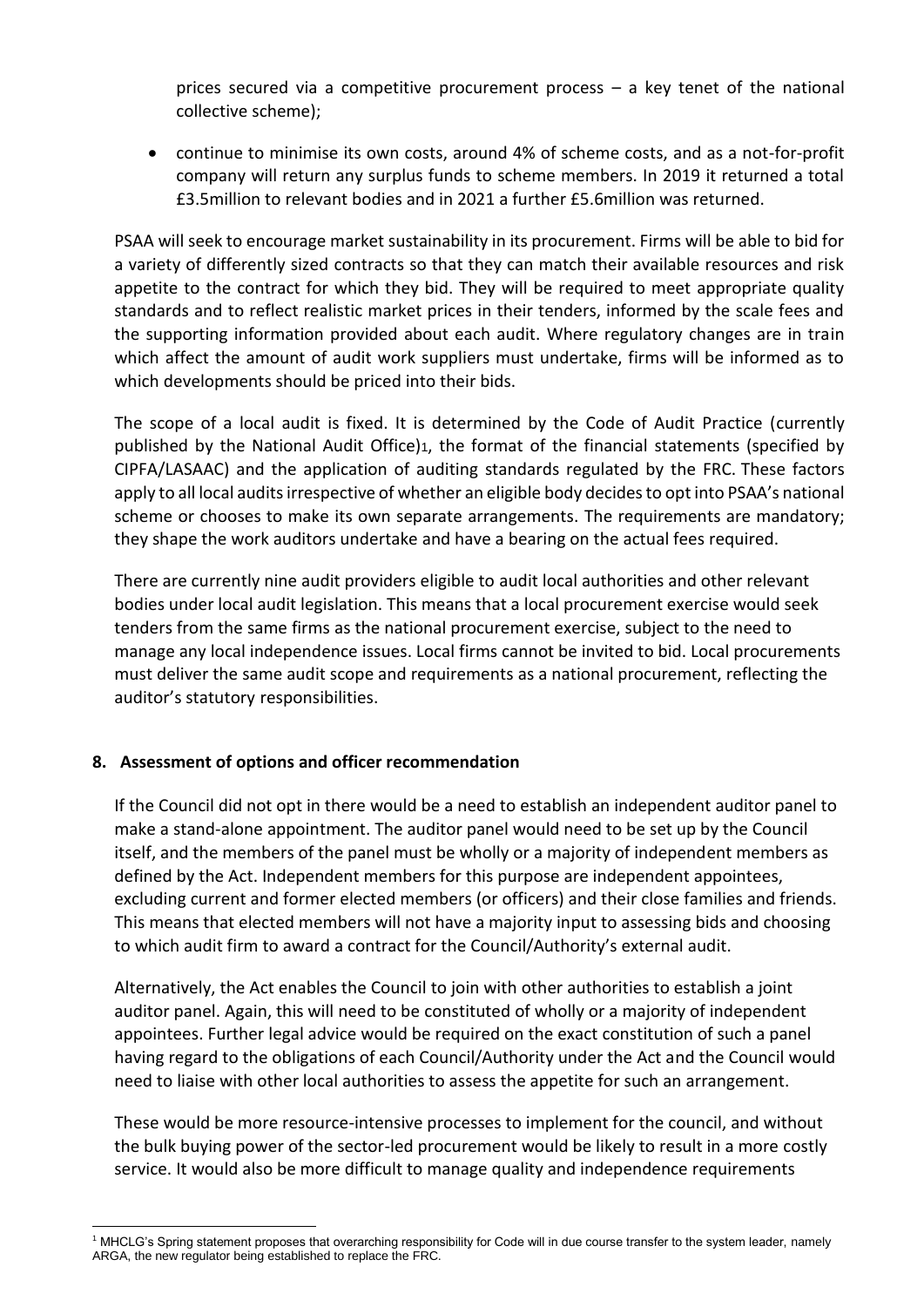prices secured via a competitive procurement process – a key tenet of the national collective scheme);

- continue to minimise its own costs, around 4% of scheme costs, and as a not-for-profit company will return any surplus funds to scheme members. In 2019 it returned a total £3.5million to relevant bodies and in 2021 a further £5.6million was returned.

PSAA will seek to encourage market sustainability in its procurement. Firms will be able to bid for a variety of differently sized contracts so that they can match their available resources and risk appetite to the contract for which they bid. They will be required to meet appropriate quality standards and to reflect realistic market prices in their tenders, informed by the scale fees and the supporting information provided about each audit. Where regulatory changes are in train which affect the amount of audit work suppliers must undertake, firms will be informed as to which developments should be priced into their bids.

The scope of a local audit is fixed. It is determined by the Code of Audit Practice (currently published by the National Audit Office)[1], the format of the financial statements (specified by CIPFA/LASAAC) and the application of auditing standards regulated by the FRC. These factors apply to all local audits irrespective of whether an eligible body decides to opt into PSAA's national scheme or chooses to make its own separate arrangements. The requirements are mandatory; they shape the work auditors undertake and have a bearing on the actual fees required.

There are currently nine audit providers eligible to audit local authorities and other relevant bodies under local audit legislation. This means that a local procurement exercise would seek tenders from the same firms as the national procurement exercise, subject to the need to manage any local independence issues. Local firms cannot be invited to bid. Local procurements must deliver the same audit scope and requirements as a national procurement, reflecting the auditor's statutory responsibilities.

**8. Assessment of options and officer recommendation**

If the Council did not opt in there would be a need to establish an independent auditor panel to make a stand-alone appointment. The auditor panel would need to be set up by the Council itself, and the members of the panel must be wholly or a majority of independent members as defined by the Act. Independent members for this purpose are independent appointees, excluding current and former elected members (or officers) and their close families and friends. This means that elected members will not have a majority input to assessing bids and choosing to which audit firm to award a contract for the Council/Authority's external audit.

Alternatively, the Act enables the Council to join with other authorities to establish a joint auditor panel. Again, this will need to be constituted of wholly or a majority of independent appointees. Further legal advice would be required on the exact constitution of such a panel having regard to the obligations of each Council/Authority under the Act and the Council would need to liaise with other local authorities to assess the appetite for such an arrangement.

These would be more resource-intensive processes to implement for the council, and without the bulk buying power of the sector-led procurement would be likely to result in a more costly service. It would also be more difficult to manage quality and independence requirements

[1] MHCLG's Spring statement proposes that overarching responsibility for Code will in due course transfer to the system leader, namely ARGA, the new regulator being established to replace the FRC.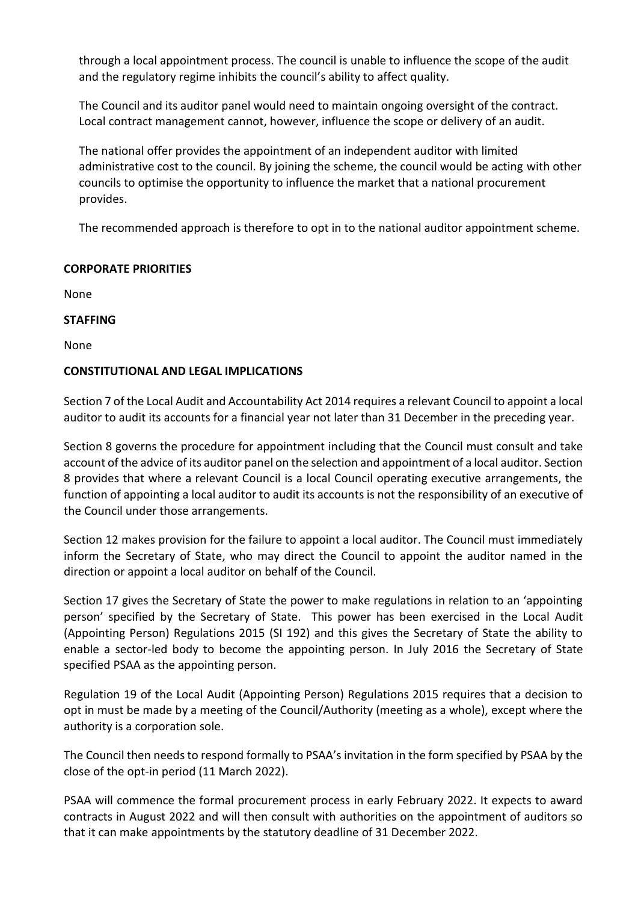through a local appointment process. The council is unable to influence the scope of the audit and the regulatory regime inhibits the council's ability to affect quality.

The Council and its auditor panel would need to maintain ongoing oversight of the contract. Local contract management cannot, however, influence the scope or delivery of an audit.

The national offer provides the appointment of an independent auditor with limited administrative cost to the council. By joining the scheme, the council would be acting with other councils to optimise the opportunity to influence the market that a national procurement provides.

The recommended approach is therefore to opt in to the national auditor appointment scheme.

**CORPORATE PRIORITIES**

None

**STAFFING**

None

**CONSTITUTIONAL AND LEGAL IMPLICATIONS**

Section 7 of the Local Audit and Accountability Act 2014 requires a relevant Council to appoint a local auditor to audit its accounts for a financial year not later than 31 December in the preceding year.

Section 8 governs the procedure for appointment including that the Council must consult and take account of the advice of its auditor panel on the selection and appointment of a local auditor. Section 8 provides that where a relevant Council is a local Council operating executive arrangements, the function of appointing a local auditor to audit its accounts is not the responsibility of an executive of the Council under those arrangements.

Section 12 makes provision for the failure to appoint a local auditor. The Council must immediately inform the Secretary of State, who may direct the Council to appoint the auditor named in the direction or appoint a local auditor on behalf of the Council.

Section 17 gives the Secretary of State the power to make regulations in relation to an 'appointing person' specified by the Secretary of State. This power has been exercised in the Local Audit (Appointing Person) Regulations 2015 (SI 192) and this gives the Secretary of State the ability to enable a sector-led body to become the appointing person. In July 2016 the Secretary of State specified PSAA as the appointing person.

Regulation 19 of the Local Audit (Appointing Person) Regulations 2015 requires that a decision to opt in must be made by a meeting of the Council/Authority (meeting as a whole), except where the authority is a corporation sole.

The Council then needs to respond formally to PSAA's invitation in the form specified by PSAA by the close of the opt-in period (11 March 2022).

PSAA will commence the formal procurement process in early February 2022. It expects to award contracts in August 2022 and will then consult with authorities on the appointment of auditors so that it can make appointments by the statutory deadline of 31 December 2022.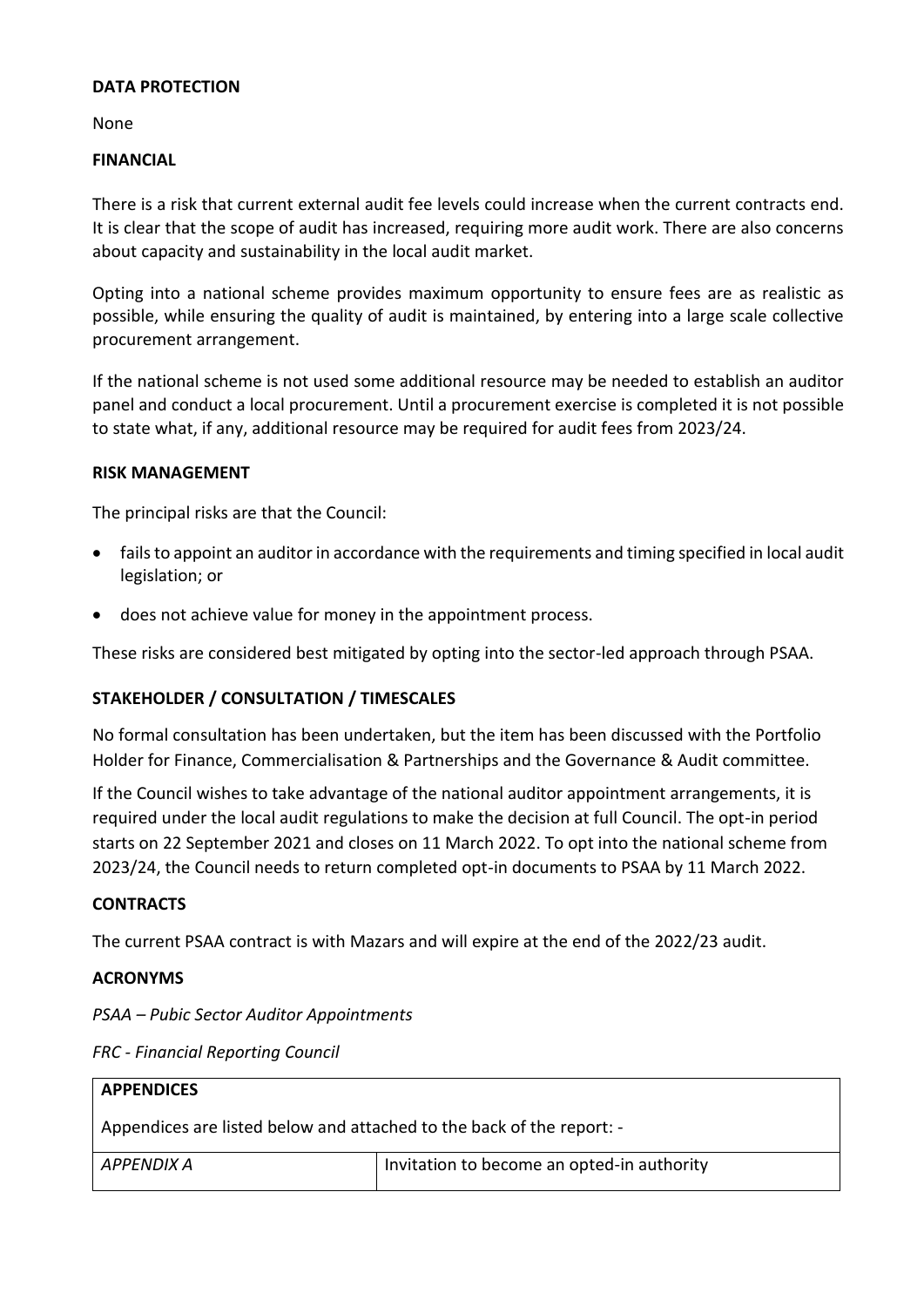**DATA PROTECTION**

None

**FINANCIAL**

There is a risk that current external audit fee levels could increase when the current contracts end. It is clear that the scope of audit has increased, requiring more audit work. There are also concerns about capacity and sustainability in the local audit market.

Opting into a national scheme provides maximum opportunity to ensure fees are as realistic as possible, while ensuring the quality of audit is maintained, by entering into a large scale collective procurement arrangement.

If the national scheme is not used some additional resource may be needed to establish an auditor panel and conduct a local procurement. Until a procurement exercise is completed it is not possible to state what, if any, additional resource may be required for audit fees from 2023/24.

**RISK MANAGEMENT**

The principal risks are that the Council:

- fails to appoint an auditor in accordance with the requirements and timing specified in local audit legislation; or
- does not achieve value for money in the appointment process.

These risks are considered best mitigated by opting into the sector-led approach through PSAA.

**STAKEHOLDER / CONSULTATION / TIMESCALES**

No formal consultation has been undertaken, but the item has been discussed with the Portfolio Holder for Finance, Commercialisation & Partnerships and the Governance & Audit committee.

If the Council wishes to take advantage of the national auditor appointment arrangements, it is required under the local audit regulations to make the decision at full Council. The opt-in period starts on 22 September 2021 and closes on 11 March 2022. To opt into the national scheme from 2023/24, the Council needs to return completed opt-in documents to PSAA by 11 March 2022.

**CONTRACTS**

The current PSAA contract is with Mazars and will expire at the end of the 2022/23 audit.

**ACRONYMS**

*PSAA – Pubic Sector Auditor Appointments*

*FRC - Financial Reporting Council*

| **APPENDICES** | |
|---|---|
| Appendices are listed below and attached to the back of the report: - | |
| *APPENDIX A* | Invitation to become an opted-in authority |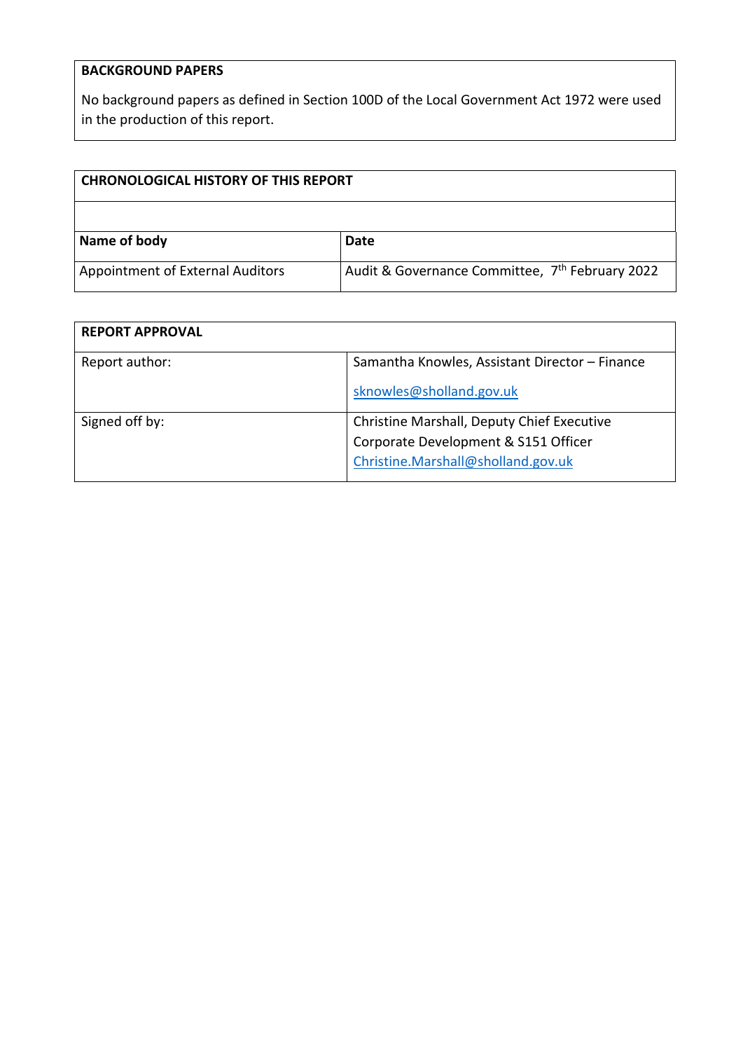| **BACKGROUND PAPERS** |
|---|
| No background papers as defined in Section 100D of the Local Government Act 1972 were used in the production of this report. |

| **CHRONOLOGICAL HISTORY OF THIS REPORT** | |
|---|---|
| | |
| **Name of body** | **Date** |
| Appointment of External Auditors | Audit & Governance Committee, 7th February 2022 |

| **REPORT APPROVAL** | |
|---|---|
| Report author: | Samantha Knowles, Assistant Director – Finance<br><br>sknowles@sholland.gov.uk |
| Signed off by: | Christine Marshall, Deputy Chief Executive Corporate Development & S151 Officer<br>Christine.Marshall@sholland.gov.uk |